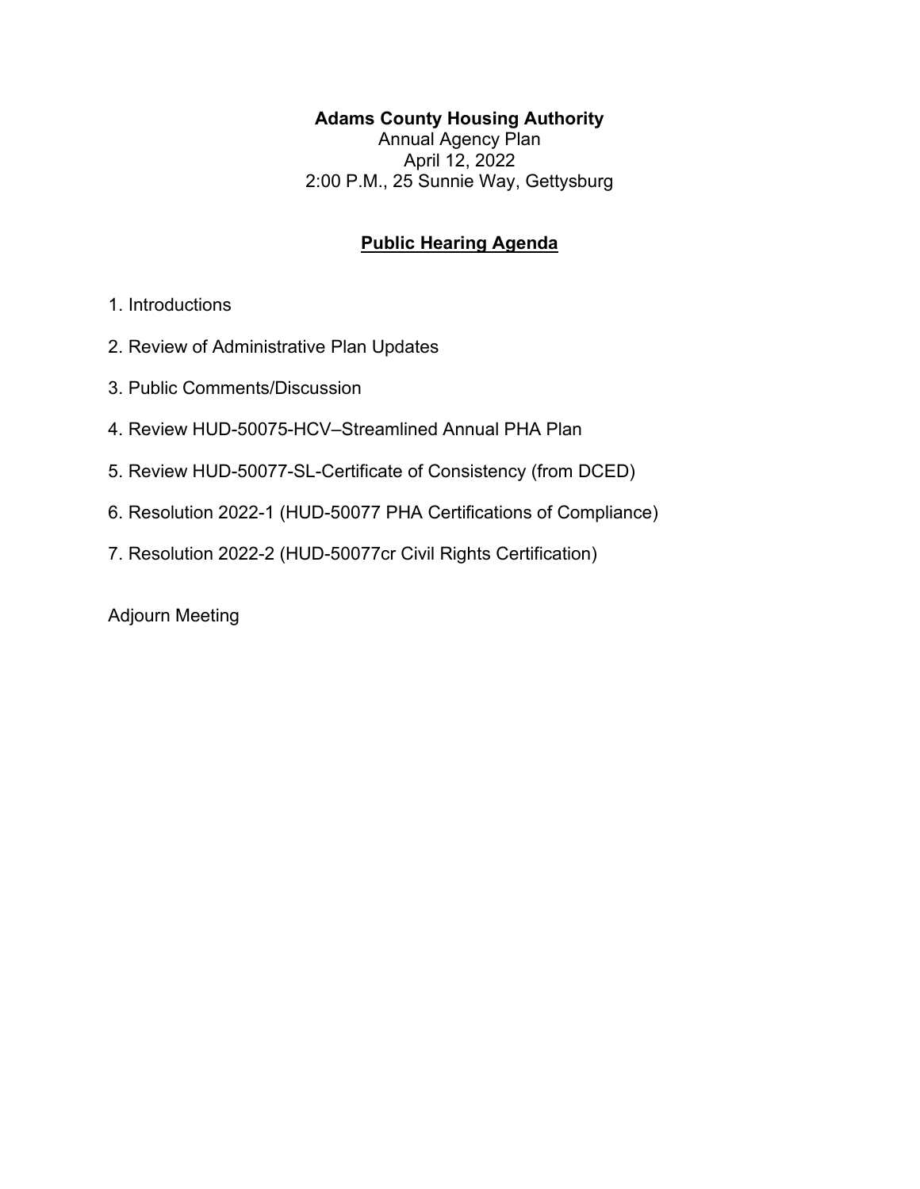**Adams County Housing Authority**
Annual Agency Plan
April 12, 2022
2:00 P.M., 25 Sunnie Way, Gettysburg

## Public Hearing Agenda

1. Introductions
2. Review of Administrative Plan Updates
3. Public Comments/Discussion
4. Review HUD-50075-HCV–Streamlined Annual PHA Plan
5. Review HUD-50077-SL-Certificate of Consistency (from DCED)
6. Resolution 2022-1 (HUD-50077 PHA Certifications of Compliance)
7. Resolution 2022-2 (HUD-50077cr Civil Rights Certification)

Adjourn Meeting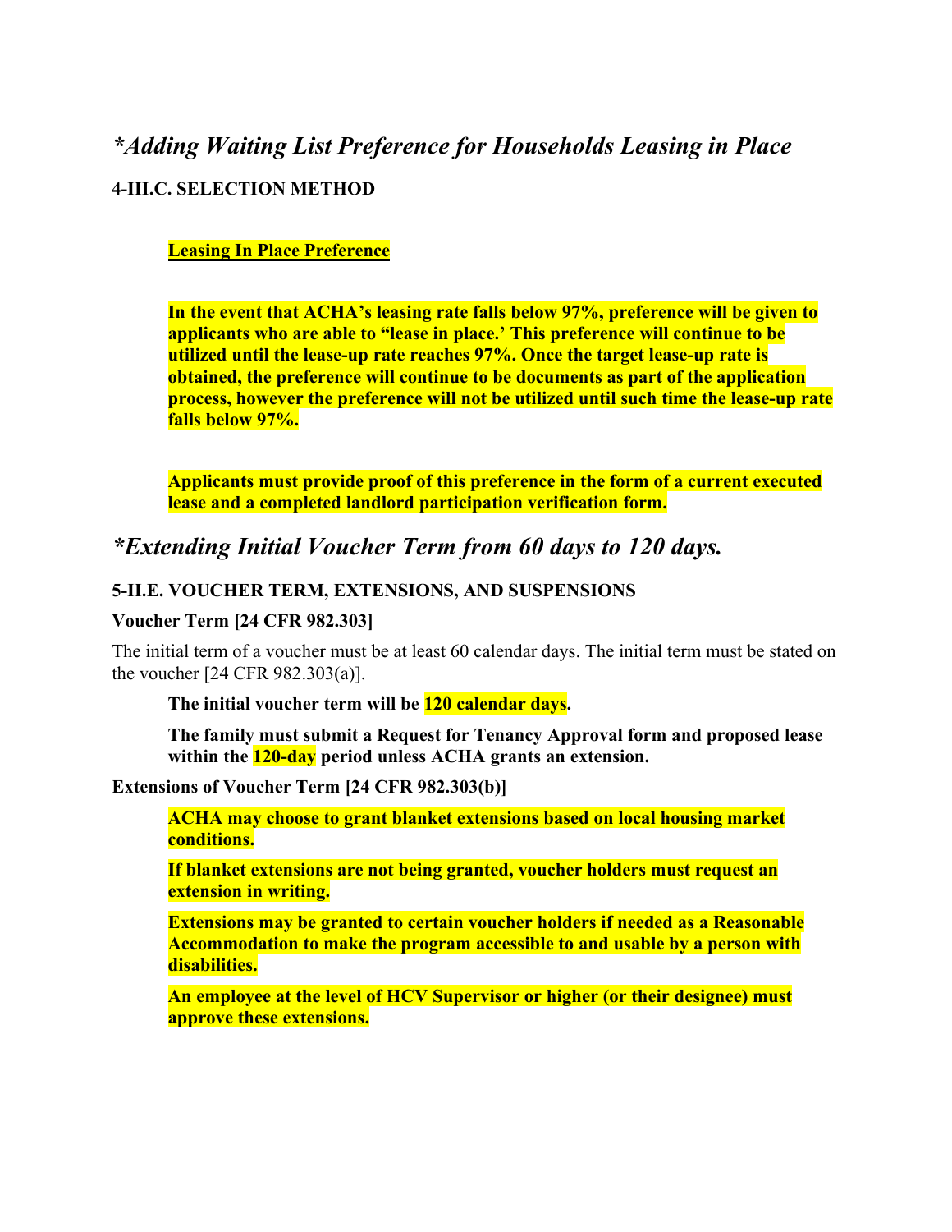## *Adding Waiting List Preference for Households Leasing in Place

### 4-III.C. SELECTION METHOD

> **Leasing In Place Preference**
>
> **In the event that ACHA's leasing rate falls below 97%, preference will be given to applicants who are able to "lease in place.' This preference will continue to be utilized until the lease-up rate reaches 97%. Once the target lease-up rate is obtained, the preference will continue to be documents as part of the application process, however the preference will not be utilized until such time the lease-up rate falls below 97%.**
>
> **Applicants must provide proof of this preference in the form of a current executed lease and a completed landlord participation verification form.**

## *Extending Initial Voucher Term from 60 days to 120 days.

### 5-II.E. VOUCHER TERM, EXTENSIONS, AND SUSPENSIONS

**Voucher Term [24 CFR 982.303]**

The initial term of a voucher must be at least 60 calendar days. The initial term must be stated on the voucher [24 CFR 982.303(a)].

> **The initial voucher term will be 120 calendar days.**
>
> **The family must submit a Request for Tenancy Approval form and proposed lease within the 120-day period unless ACHA grants an extension.**

**Extensions of Voucher Term [24 CFR 982.303(b)]**

> **ACHA may choose to grant blanket extensions based on local housing market conditions.**
>
> **If blanket extensions are not being granted, voucher holders must request an extension in writing.**
>
> **Extensions may be granted to certain voucher holders if needed as a Reasonable Accommodation to make the program accessible to and usable by a person with disabilities.**
>
> **An employee at the level of HCV Supervisor or higher (or their designee) must approve these extensions.**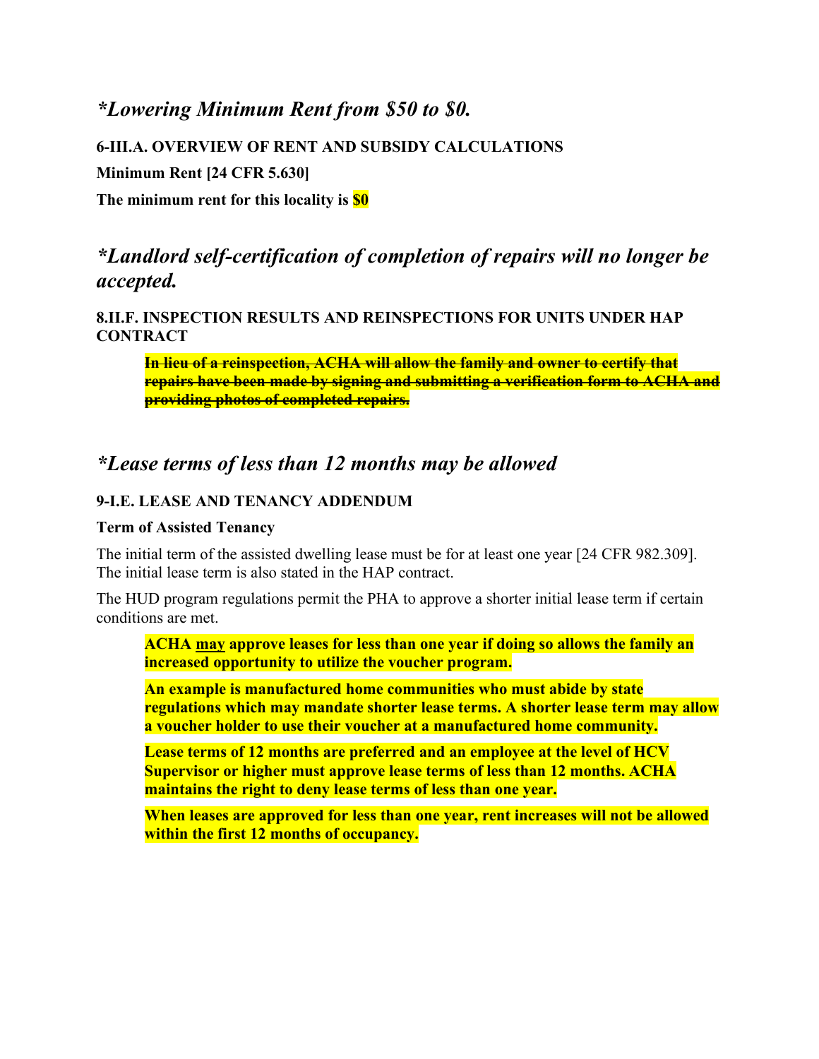## *\*Lowering Minimum Rent from $50 to $0.*

**6-III.A. OVERVIEW OF RENT AND SUBSIDY CALCULATIONS**

**Minimum Rent [24 CFR 5.630]**

**The minimum rent for this locality is $0**

## *\*Landlord self-certification of completion of repairs will no longer be accepted.*

**8.II.F. INSPECTION RESULTS AND REINSPECTIONS FOR UNITS UNDER HAP CONTRACT**

> ~~**In lieu of a reinspection, ACHA will allow the family and owner to certify that repairs have been made by signing and submitting a verification form to ACHA and providing photos of completed repairs.**~~

## *\*Lease terms of less than 12 months may be allowed*

**9-I.E. LEASE AND TENANCY ADDENDUM**

**Term of Assisted Tenancy**

The initial term of the assisted dwelling lease must be for at least one year [24 CFR 982.309]. The initial lease term is also stated in the HAP contract.

The HUD program regulations permit the PHA to approve a shorter initial lease term if certain conditions are met.

> **ACHA <u>may</u> approve leases for less than one year if doing so allows the family an increased opportunity to utilize the voucher program.**
>
> **An example is manufactured home communities who must abide by state regulations which may mandate shorter lease terms. A shorter lease term may allow a voucher holder to use their voucher at a manufactured home community.**
>
> **Lease terms of 12 months are preferred and an employee at the level of HCV Supervisor or higher must approve lease terms of less than 12 months. ACHA maintains the right to deny lease terms of less than one year.**
>
> **When leases are approved for less than one year, rent increases will not be allowed within the first 12 months of occupancy.**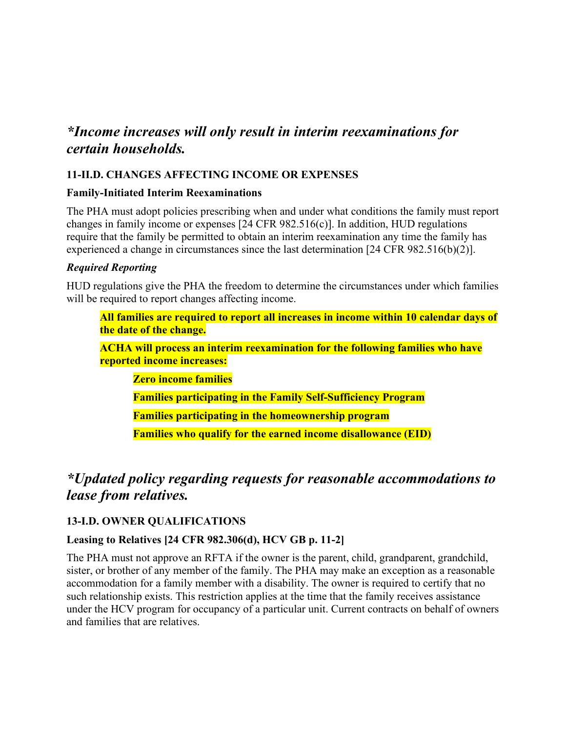## *\*Income increases will only result in interim reexaminations for certain households.*

### 11-II.D. CHANGES AFFECTING INCOME OR EXPENSES

**Family-Initiated Interim Reexaminations**

The PHA must adopt policies prescribing when and under what conditions the family must report changes in family income or expenses [24 CFR 982.516(c)]. In addition, HUD regulations require that the family be permitted to obtain an interim reexamination any time the family has experienced a change in circumstances since the last determination [24 CFR 982.516(b)(2)].

***Required Reporting***

HUD regulations give the PHA the freedom to determine the circumstances under which families will be required to report changes affecting income.

> **All families are required to report all increases in income within 10 calendar days of the date of the change.**
>
> **ACHA will process an interim reexamination for the following families who have reported income increases:**
>
> > **Zero income families**
> >
> > **Families participating in the Family Self-Sufficiency Program**
> >
> > **Families participating in the homeownership program**
> >
> > **Families who qualify for the earned income disallowance (EID)**

## *\*Updated policy regarding requests for reasonable accommodations to lease from relatives.*

### 13-I.D. OWNER QUALIFICATIONS

**Leasing to Relatives [24 CFR 982.306(d), HCV GB p. 11-2]**

The PHA must not approve an RFTA if the owner is the parent, child, grandparent, grandchild, sister, or brother of any member of the family. The PHA may make an exception as a reasonable accommodation for a family member with a disability. The owner is required to certify that no such relationship exists. This restriction applies at the time that the family receives assistance under the HCV program for occupancy of a particular unit. Current contracts on behalf of owners and families that are relatives.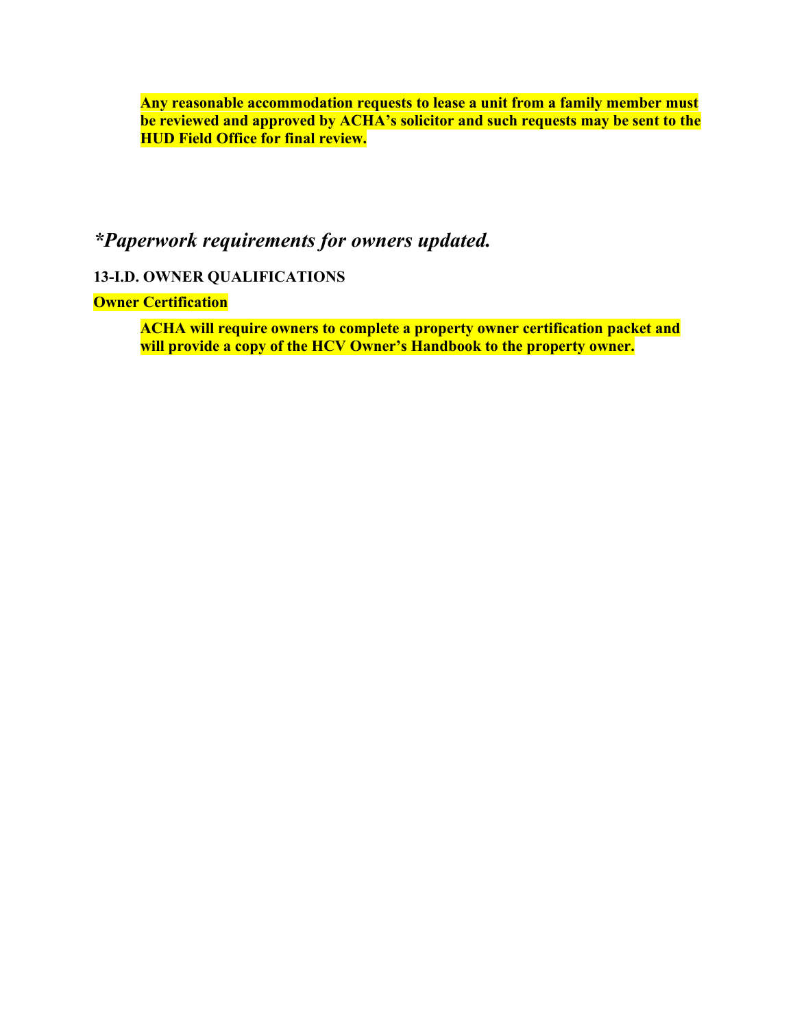**Any reasonable accommodation requests to lease a unit from a family member must be reviewed and approved by ACHA's solicitor and such requests may be sent to the HUD Field Office for final review.**

## *\*Paperwork requirements for owners updated.*

### 13-I.D. OWNER QUALIFICATIONS

**Owner Certification**

**ACHA will require owners to complete a property owner certification packet and will provide a copy of the HCV Owner's Handbook to the property owner.**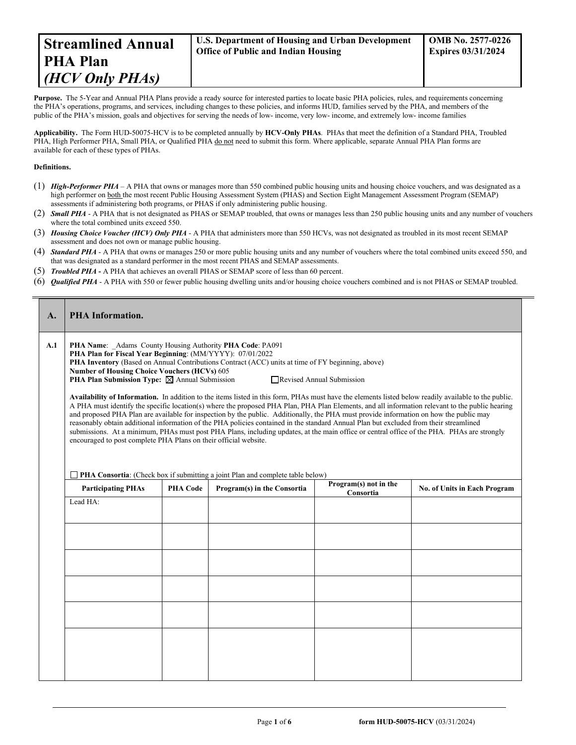| **Streamlined Annual PHA Plan** ***(HCV Only PHAs)*** | **U.S. Department of Housing and Urban Development Office of Public and Indian Housing** | **OMB No. 2577-0226 Expires 03/31/2024** |
|---|---|---|

**Purpose.** The 5-Year and Annual PHA Plans provide a ready source for interested parties to locate basic PHA policies, rules, and requirements concerning the PHA's operations, programs, and services, including changes to these policies, and informs HUD, families served by the PHA, and members of the public of the PHA's mission, goals and objectives for serving the needs of low- income, very low- income, and extremely low- income families

**Applicability.** The Form HUD-50075-HCV is to be completed annually by **HCV-Only PHAs**. PHAs that meet the definition of a Standard PHA, Troubled PHA, High Performer PHA, Small PHA, or Qualified PHA do not need to submit this form. Where applicable, separate Annual PHA Plan forms are available for each of these types of PHAs.

**Definitions.**

(1) ***High-Performer PHA*** – A PHA that owns or manages more than 550 combined public housing units and housing choice vouchers, and was designated as a high performer on both the most recent Public Housing Assessment System (PHAS) and Section Eight Management Assessment Program (SEMAP) assessments if administering both programs, or PHAS if only administering public housing.

(2) ***Small PHA*** - A PHA that is not designated as PHAS or SEMAP troubled, that owns or manages less than 250 public housing units and any number of vouchers where the total combined units exceed 550.

(3) ***Housing Choice Voucher (HCV) Only PHA*** - A PHA that administers more than 550 HCVs, was not designated as troubled in its most recent SEMAP assessment and does not own or manage public housing.

(4) ***Standard PHA*** - A PHA that owns or manages 250 or more public housing units and any number of vouchers where the total combined units exceed 550, and that was designated as a standard performer in the most recent PHAS and SEMAP assessments.

(5) ***Troubled PHA*** **-** A PHA that achieves an overall PHAS or SEMAP score of less than 60 percent.

(6) ***Qualified PHA*** - A PHA with 550 or fewer public housing dwelling units and/or housing choice vouchers combined and is not PHAS or SEMAP troubled.

## A. PHA Information.

**A.1**

**PHA Name**: _Adams County Housing Authority **PHA Code**: PA091
**PHA Plan for Fiscal Year Beginning**: (MM/YYYY): 07/01/2022
**PHA Inventory** (Based on Annual Contributions Contract (ACC) units at time of FY beginning, above)
**Number of Housing Choice Vouchers (HCVs)** 605
**PHA Plan Submission Type:** ☒ Annual Submission ☐ Revised Annual Submission

**Availability of Information.** In addition to the items listed in this form, PHAs must have the elements listed below readily available to the public. A PHA must identify the specific location(s) where the proposed PHA Plan, PHA Plan Elements, and all information relevant to the public hearing and proposed PHA Plan are available for inspection by the public. Additionally, the PHA must provide information on how the public may reasonably obtain additional information of the PHA policies contained in the standard Annual Plan but excluded from their streamlined submissions. At a minimum, PHAs must post PHA Plans, including updates, at the main office or central office of the PHA. PHAs are strongly encouraged to post complete PHA Plans on their official website.

☐ **PHA Consortia**: (Check box if submitting a joint Plan and complete table below)

| Participating PHAs | PHA Code | Program(s) in the Consortia | Program(s) not in the Consortia | No. of Units in Each Program |
|---|---|---|---|---|
| Lead HA: | | | | |
| | | | | |
| | | | | |
| | | | | |
| | | | | |
| | | | | |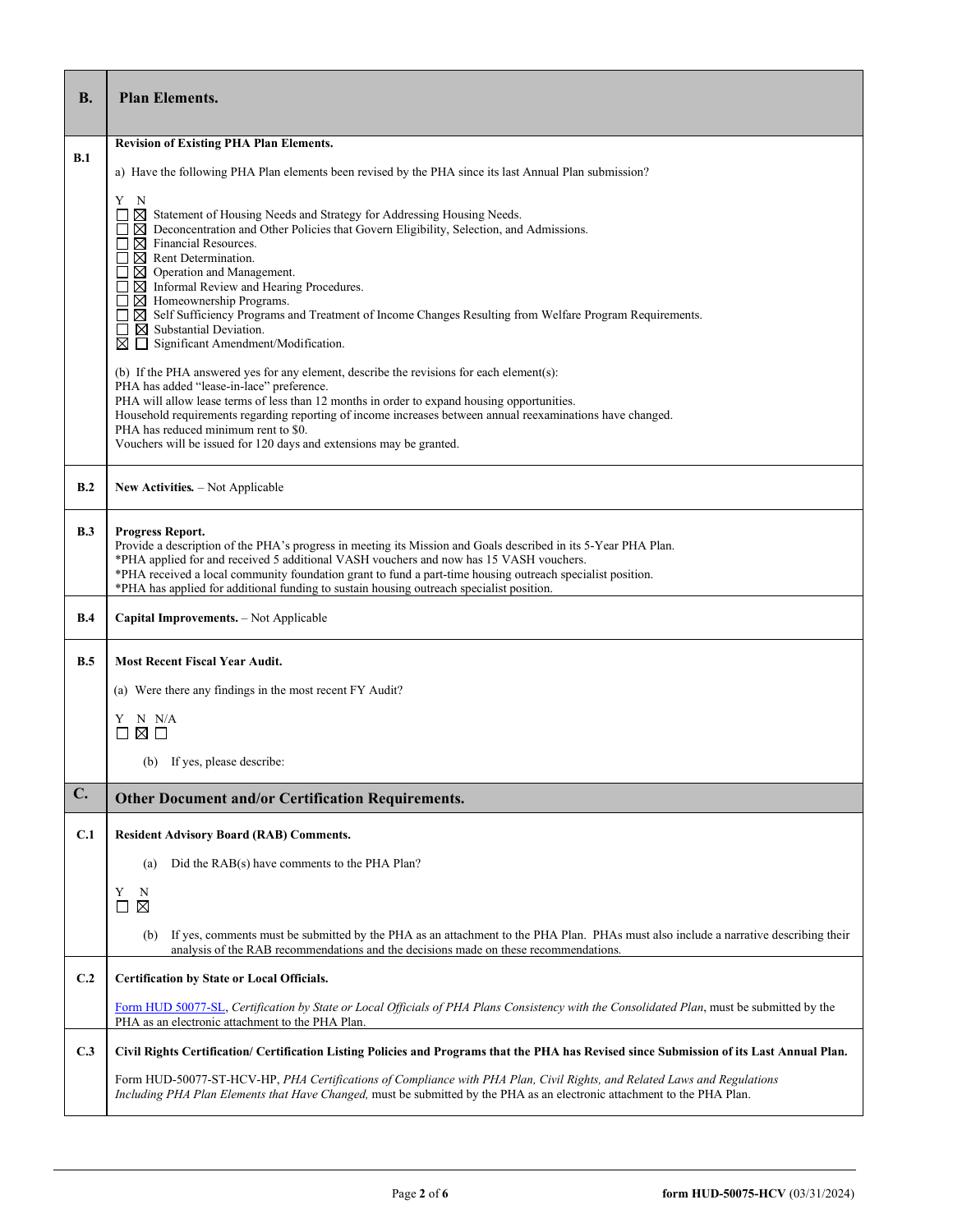| B. | Plan Elements. |
|---|---|
| B.1 | **Revision of Existing PHA Plan Elements.**<br><br>a) Have the following PHA Plan elements been revised by the PHA since its last Annual Plan submission?<br><br>Y N<br>☐ ☒ Statement of Housing Needs and Strategy for Addressing Housing Needs.<br>☐ ☒ Deconcentration and Other Policies that Govern Eligibility, Selection, and Admissions.<br>☐ ☒ Financial Resources.<br>☐ ☒ Rent Determination.<br>☐ ☒ Operation and Management.<br>☐ ☒ Informal Review and Hearing Procedures.<br>☐ ☒ Homeownership Programs.<br>☐ ☒ Self Sufficiency Programs and Treatment of Income Changes Resulting from Welfare Program Requirements.<br>☐ ☒ Substantial Deviation.<br>☒ ☐ Significant Amendment/Modification.<br><br>(b) If the PHA answered yes for any element, describe the revisions for each element(s):<br>PHA has added "lease-in-lace" preference.<br>PHA will allow lease terms of less than 12 months in order to expand housing opportunities.<br>Household requirements regarding reporting of income increases between annual reexaminations have changed.<br>PHA has reduced minimum rent to $0.<br>Vouchers will be issued for 120 days and extensions may be granted. |
| B.2 | **New Activities.** – Not Applicable |
| B.3 | **Progress Report.**<br>Provide a description of the PHA's progress in meeting its Mission and Goals described in its 5-Year PHA Plan.<br>*PHA applied for and received 5 additional VASH vouchers and now has 15 VASH vouchers.<br>*PHA received a local community foundation grant to fund a part-time housing outreach specialist position.<br>*PHA has applied for additional funding to sustain housing outreach specialist position. |
| B.4 | **Capital Improvements.** – Not Applicable |
| B.5 | **Most Recent Fiscal Year Audit.**<br><br>(a) Were there any findings in the most recent FY Audit?<br><br>Y N N/A<br>☐ ☒ ☐<br><br>(b) If yes, please describe: |
| **C.** | **Other Document and/or Certification Requirements.** |
| C.1 | **Resident Advisory Board (RAB) Comments.**<br><br>(a) Did the RAB(s) have comments to the PHA Plan?<br><br>Y N<br>☐ ☒<br><br>(b) If yes, comments must be submitted by the PHA as an attachment to the PHA Plan. PHAs must also include a narrative describing their analysis of the RAB recommendations and the decisions made on these recommendations. |
| C.2 | **Certification by State or Local Officials.**<br><br>Form HUD 50077-SL, *Certification by State or Local Officials of PHA Plans Consistency with the Consolidated Plan*, must be submitted by the PHA as an electronic attachment to the PHA Plan. |
| C.3 | **Civil Rights Certification/ Certification Listing Policies and Programs that the PHA has Revised since Submission of its Last Annual Plan.**<br><br>Form HUD-50077-ST-HCV-HP, *PHA Certifications of Compliance with PHA Plan, Civil Rights, and Related Laws and Regulations Including PHA Plan Elements that Have Changed,* must be submitted by the PHA as an electronic attachment to the PHA Plan. |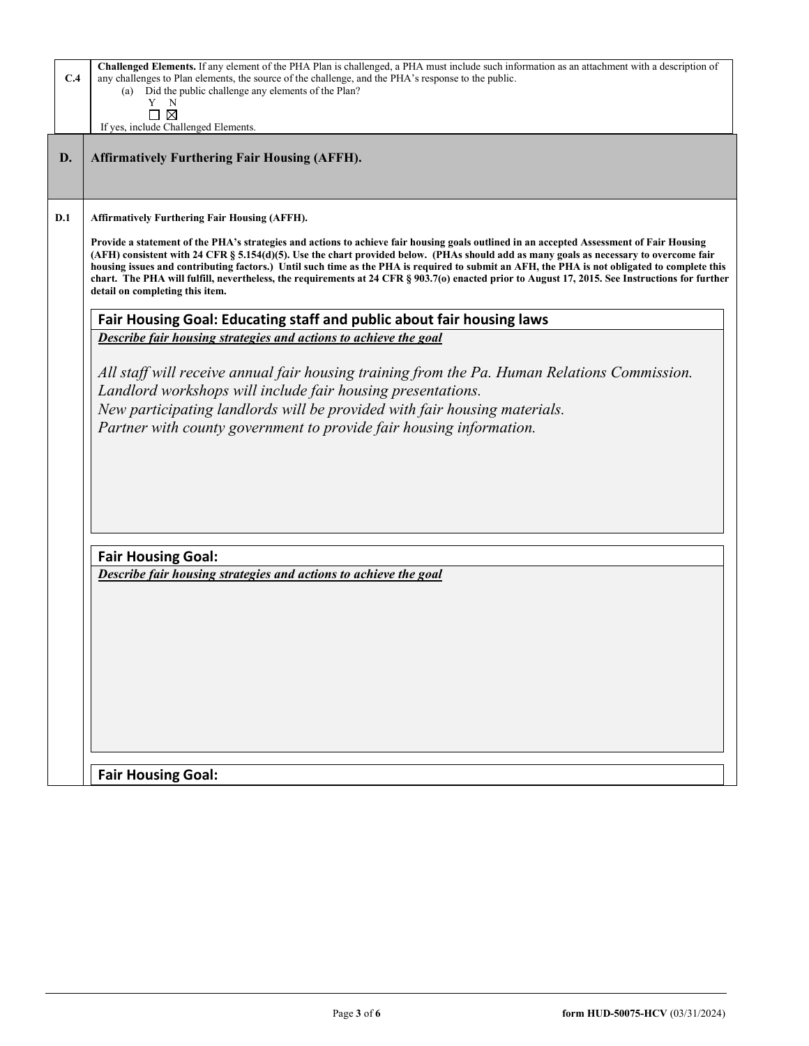**C.4** **Challenged Elements.** If any element of the PHA Plan is challenged, a PHA must include such information as an attachment with a description of any challenges to Plan elements, the source of the challenge, and the PHA's response to the public.

(a) Did the public challenge any elements of the Plan?

Y N
☐ ☒

If yes, include Challenged Elements.

## D. Affirmatively Furthering Fair Housing (AFFH).

**D.1** **Affirmatively Furthering Fair Housing (AFFH).**

**Provide a statement of the PHA's strategies and actions to achieve fair housing goals outlined in an accepted Assessment of Fair Housing (AFFH) consistent with 24 CFR § 5.154(d)(5). Use the chart provided below. (PHAs should add as many goals as necessary to overcome fair housing issues and contributing factors.) Until such time as the PHA is required to submit an AFH, the PHA is not obligated to complete this chart. The PHA will fulfill, nevertheless, the requirements at 24 CFR § 903.7(o) enacted prior to August 17, 2015. See Instructions for further detail on completing this item.**

**Fair Housing Goal: Educating staff and public about fair housing laws**

***Describe fair housing strategies and actions to achieve the goal***

*All staff will receive annual fair housing training from the Pa. Human Relations Commission.*
*Landlord workshops will include fair housing presentations.*
*New participating landlords will be provided with fair housing materials.*
*Partner with county government to provide fair housing information.*

**Fair Housing Goal:**

***Describe fair housing strategies and actions to achieve the goal***

**Fair Housing Goal:**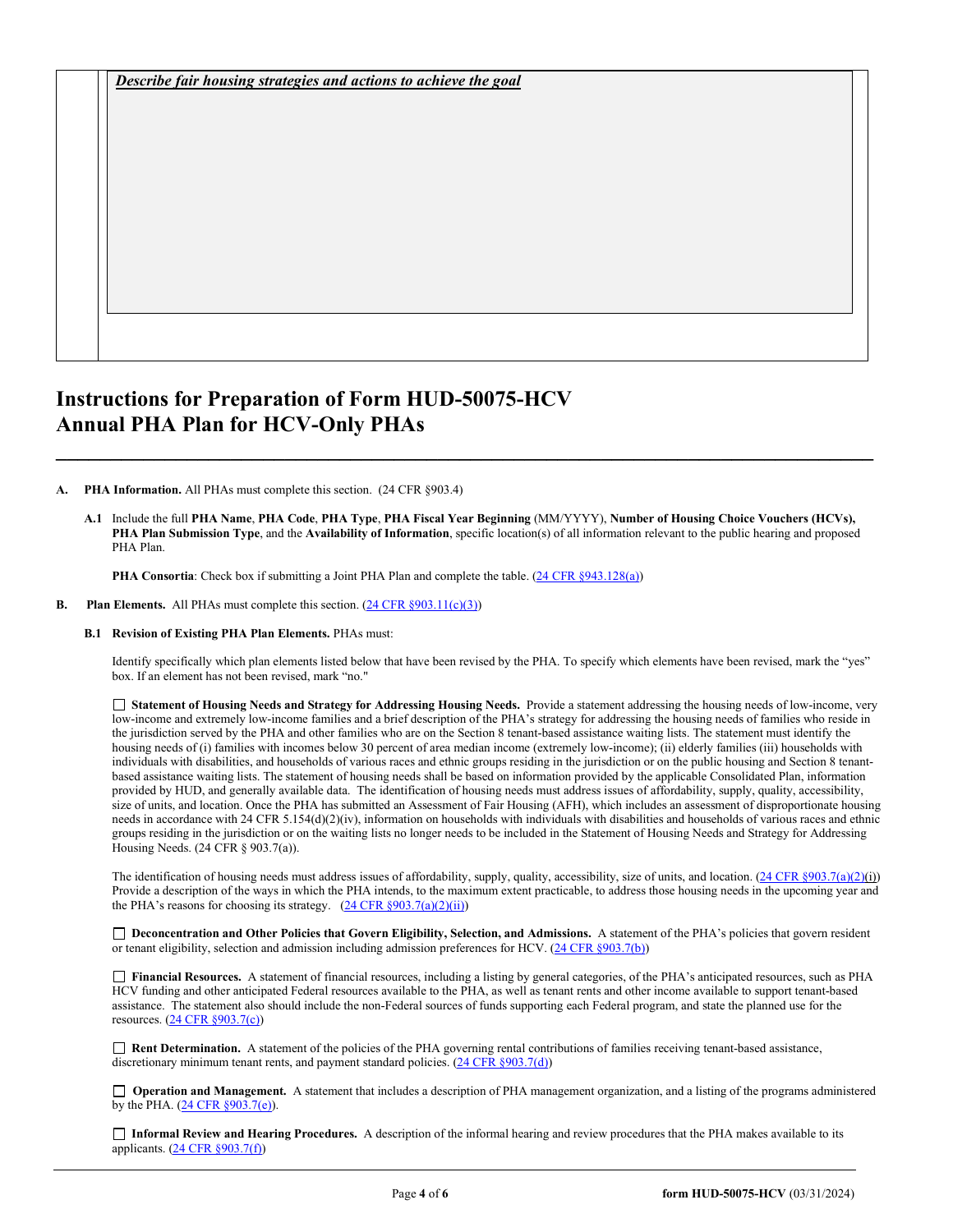| | *Describe fair housing strategies and actions to achieve the goal* |
|---|---|
| | |

# Instructions for Preparation of Form HUD-50075-HCV Annual PHA Plan for HCV-Only PHAs

**A. PHA Information.** All PHAs must complete this section. (24 CFR §903.4)

**A.1** Include the full **PHA Name**, **PHA Code**, **PHA Type**, **PHA Fiscal Year Beginning** (MM/YYYY), **Number of Housing Choice Vouchers (HCVs), PHA Plan Submission Type**, and the **Availability of Information**, specific location(s) of all information relevant to the public hearing and proposed PHA Plan.

**PHA Consortia**: Check box if submitting a Joint PHA Plan and complete the table. (24 CFR §943.128(a))

**B. Plan Elements.** All PHAs must complete this section. (24 CFR §903.11(c)(3))

**B.1 Revision of Existing PHA Plan Elements.** PHAs must:

Identify specifically which plan elements listed below that have been revised by the PHA. To specify which elements have been revised, mark the "yes" box. If an element has not been revised, mark "no."

☐ **Statement of Housing Needs and Strategy for Addressing Housing Needs.** Provide a statement addressing the housing needs of low-income, very low-income and extremely low-income families and a brief description of the PHA's strategy for addressing the housing needs of families who reside in the jurisdiction served by the PHA and other families who are on the Section 8 tenant-based assistance waiting lists. The statement must identify the housing needs of (i) families with incomes below 30 percent of area median income (extremely low-income); (ii) elderly families (iii) households with individuals with disabilities, and households of various races and ethnic groups residing in the jurisdiction or on the public housing and Section 8 tenant-based assistance waiting lists. The statement of housing needs shall be based on information provided by the applicable Consolidated Plan, information provided by HUD, and generally available data. The identification of housing needs must address issues of affordability, supply, quality, accessibility, size of units, and location. Once the PHA has submitted an Assessment of Fair Housing (AFH), which includes an assessment of disproportionate housing needs in accordance with 24 CFR 5.154(d)(2)(iv), information on households with individuals with disabilities and households of various races and ethnic groups residing in the jurisdiction or on the waiting lists no longer needs to be included in the Statement of Housing Needs and Strategy for Addressing Housing Needs. (24 CFR § 903.7(a)).

The identification of housing needs must address issues of affordability, supply, quality, accessibility, size of units, and location. (24 CFR §903.7(a)(2)(i)) Provide a description of the ways in which the PHA intends, to the maximum extent practicable, to address those housing needs in the upcoming year and the PHA's reasons for choosing its strategy. (24 CFR §903.7(a)(2)(ii))

☐ **Deconcentration and Other Policies that Govern Eligibility, Selection, and Admissions.** A statement of the PHA's policies that govern resident or tenant eligibility, selection and admission including admission preferences for HCV. (24 CFR §903.7(b))

☐ **Financial Resources.** A statement of financial resources, including a listing by general categories, of the PHA's anticipated resources, such as PHA HCV funding and other anticipated Federal resources available to the PHA, as well as tenant rents and other income available to support tenant-based assistance. The statement also should include the non-Federal sources of funds supporting each Federal program, and state the planned use for the resources. (24 CFR §903.7(c))

☐ **Rent Determination.** A statement of the policies of the PHA governing rental contributions of families receiving tenant-based assistance, discretionary minimum tenant rents, and payment standard policies. (24 CFR §903.7(d))

☐ **Operation and Management.** A statement that includes a description of PHA management organization, and a listing of the programs administered by the PHA. (24 CFR §903.7(e)).

☐ **Informal Review and Hearing Procedures.** A description of the informal hearing and review procedures that the PHA makes available to its applicants. (24 CFR §903.7(f))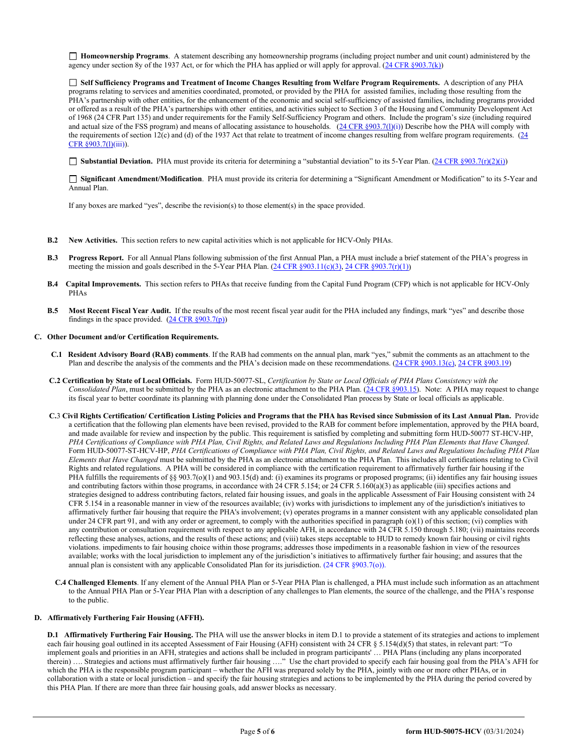☐ **Homeownership Programs**. A statement describing any homeownership programs (including project number and unit count) administered by the agency under section 8y of the 1937 Act, or for which the PHA has applied or will apply for approval. (24 CFR §903.7(k))

☐ **Self Sufficiency Programs and Treatment of Income Changes Resulting from Welfare Program Requirements.** A description of any PHA programs relating to services and amenities coordinated, promoted, or provided by the PHA for assisted families, including those resulting from the PHA's partnership with other entities, for the enhancement of the economic and social self-sufficiency of assisted families, including programs provided or offered as a result of the PHA's partnerships with other entities, and activities subject to Section 3 of the Housing and Community Development Act of 1968 (24 CFR Part 135) and under requirements for the Family Self-Sufficiency Program and others. Include the program's size (including required and actual size of the FSS program) and means of allocating assistance to households. (24 CFR §903.7(l)(i)) Describe how the PHA will comply with the requirements of section 12(c) and (d) of the 1937 Act that relate to treatment of income changes resulting from welfare program requirements. (24 CFR §903.7(l)(iii)).

☐ **Substantial Deviation.** PHA must provide its criteria for determining a "substantial deviation" to its 5-Year Plan. (24 CFR §903.7(r)(2)(i))

☐ **Significant Amendment/Modification**. PHA must provide its criteria for determining a "Significant Amendment or Modification" to its 5-Year and Annual Plan.

If any boxes are marked "yes", describe the revision(s) to those element(s) in the space provided.

**B.2 New Activities.** This section refers to new capital activities which is not applicable for HCV-Only PHAs.

**B.3 Progress Report.** For all Annual Plans following submission of the first Annual Plan, a PHA must include a brief statement of the PHA's progress in meeting the mission and goals described in the 5-Year PHA Plan. (24 CFR §903.11(c)(3), 24 CFR §903.7(r)(1))

**B.4 Capital Improvements.** This section refers to PHAs that receive funding from the Capital Fund Program (CFP) which is not applicable for HCV-Only PHAs

**B.5 Most Recent Fiscal Year Audit.** If the results of the most recent fiscal year audit for the PHA included any findings, mark "yes" and describe those findings in the space provided. (24 CFR §903.7(p))

## C. Other Document and/or Certification Requirements.

**C.1 Resident Advisory Board (RAB) comments**. If the RAB had comments on the annual plan, mark "yes," submit the comments as an attachment to the Plan and describe the analysis of the comments and the PHA's decision made on these recommendations. (24 CFR §903.13(c), 24 CFR §903.19)

**C.2 Certification by State of Local Officials.** Form HUD-50077-SL, *Certification by State or Local Officials of PHA Plans Consistency with the Consolidated Plan*, must be submitted by the PHA as an electronic attachment to the PHA Plan. (24 CFR §903.15). Note: A PHA may request to change its fiscal year to better coordinate its planning with planning done under the Consolidated Plan process by State or local officials as applicable.

**C.3 Civil Rights Certification/ Certification Listing Policies and Programs that the PHA has Revised since Submission of its Last Annual Plan.** Provide a certification that the following plan elements have been revised, provided to the RAB for comment before implementation, approved by the PHA board, and made available for review and inspection by the public. This requirement is satisfied by completing and submitting form HUD-50077 ST-HCV-HP, *PHA Certifications of Compliance with PHA Plan, Civil Rights, and Related Laws and Regulations Including PHA Plan Elements that Have Changed*. Form HUD-50077-ST-HCV-HP, *PHA Certifications of Compliance with PHA Plan, Civil Rights, and Related Laws and Regulations Including PHA Plan Elements that Have Changed* must be submitted by the PHA as an electronic attachment to the PHA Plan. This includes all certifications relating to Civil Rights and related regulations. A PHA will be considered in compliance with the certification requirement to affirmatively further fair housing if the PHA fulfills the requirements of §§ 903.7(o)(1) and 903.15(d) and: (i) examines its programs or proposed programs; (ii) identifies any fair housing issues and contributing factors within those programs, in accordance with 24 CFR 5.154; or 24 CFR 5.160(a)(3) as applicable (iii) specifies actions and strategies designed to address contributing factors, related fair housing issues, and goals in the applicable Assessment of Fair Housing consistent with 24 CFR 5.154 in a reasonable manner in view of the resources available; (iv) works with jurisdictions to implement any of the jurisdiction's initiatives to affirmatively further fair housing that require the PHA's involvement; (v) operates programs in a manner consistent with any applicable consolidated plan under 24 CFR part 91, and with any order or agreement, to comply with the authorities specified in paragraph (o)(1) of this section; (vi) complies with any contribution or consultation requirement with respect to any applicable AFH, in accordance with 24 CFR 5.150 through 5.180; (vii) maintains records reflecting these analyses, actions, and the results of these actions; and (viii) takes steps acceptable to HUD to remedy known fair housing or civil rights violations. impediments to fair housing choice within those programs; addresses those impediments in a reasonable fashion in view of the resources available; works with the local jurisdiction to implement any of the jurisdiction's initiatives to affirmatively further fair housing; and assures that the annual plan is consistent with any applicable Consolidated Plan for its jurisdiction. (24 CFR §903.7(o)).

**C.4 Challenged Elements**. If any element of the Annual PHA Plan or 5-Year PHA Plan is challenged, a PHA must include such information as an attachment to the Annual PHA Plan or 5-Year PHA Plan with a description of any challenges to Plan elements, the source of the challenge, and the PHA's response to the public.

## D. Affirmatively Furthering Fair Housing (AFFH).

**D.1 Affirmatively Furthering Fair Housing.** The PHA will use the answer blocks in item D.1 to provide a statement of its strategies and actions to implement each fair housing goal outlined in its accepted Assessment of Fair Housing (AFH) consistent with 24 CFR § 5.154(d)(5) that states, in relevant part: "To implement goals and priorities in an AFH, strategies and actions shall be included in program participants' … PHA Plans (including any plans incorporated therein) …. Strategies and actions must affirmatively further fair housing …." Use the chart provided to specify each fair housing goal from the PHA's AFH for which the PHA is the responsible program participant – whether the AFH was prepared solely by the PHA, jointly with one or more other PHAs, or in collaboration with a state or local jurisdiction – and specify the fair housing strategies and actions to be implemented by the PHA during the period covered by this PHA Plan. If there are more than three fair housing goals, add answer blocks as necessary.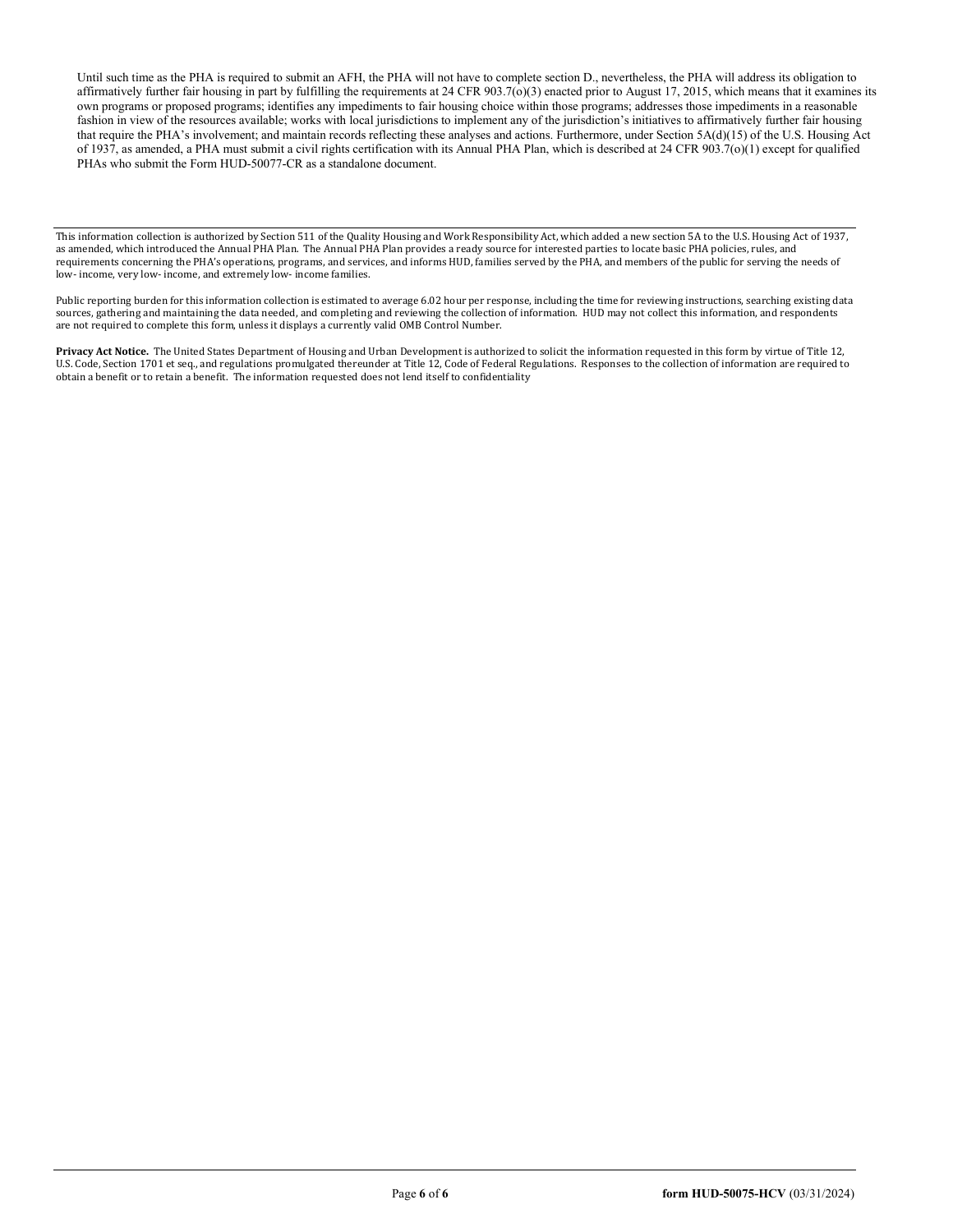Until such time as the PHA is required to submit an AFH, the PHA will not have to complete section D., nevertheless, the PHA will address its obligation to affirmatively further fair housing in part by fulfilling the requirements at 24 CFR 903.7(o)(3) enacted prior to August 17, 2015, which means that it examines its own programs or proposed programs; identifies any impediments to fair housing choice within those programs; addresses those impediments in a reasonable fashion in view of the resources available; works with local jurisdictions to implement any of the jurisdiction's initiatives to affirmatively further fair housing that require the PHA's involvement; and maintain records reflecting these analyses and actions. Furthermore, under Section 5A(d)(15) of the U.S. Housing Act of 1937, as amended, a PHA must submit a civil rights certification with its Annual PHA Plan, which is described at 24 CFR 903.7(o)(1) except for qualified PHAs who submit the Form HUD-50077-CR as a standalone document.

---

This information collection is authorized by Section 511 of the Quality Housing and Work Responsibility Act, which added a new section 5A to the U.S. Housing Act of 1937, as amended, which introduced the Annual PHA Plan. The Annual PHA Plan provides a ready source for interested parties to locate basic PHA policies, rules, and requirements concerning the PHA's operations, programs, and services, and informs HUD, families served by the PHA, and members of the public for serving the needs of low- income, very low- income, and extremely low- income families.

Public reporting burden for this information collection is estimated to average 6.02 hour per response, including the time for reviewing instructions, searching existing data sources, gathering and maintaining the data needed, and completing and reviewing the collection of information. HUD may not collect this information, and respondents are not required to complete this form, unless it displays a currently valid OMB Control Number.

**Privacy Act Notice.** The United States Department of Housing and Urban Development is authorized to solicit the information requested in this form by virtue of Title 12, U.S. Code, Section 1701 et seq., and regulations promulgated thereunder at Title 12, Code of Federal Regulations. Responses to the collection of information are required to obtain a benefit or to retain a benefit. The information requested does not lend itself to confidentiality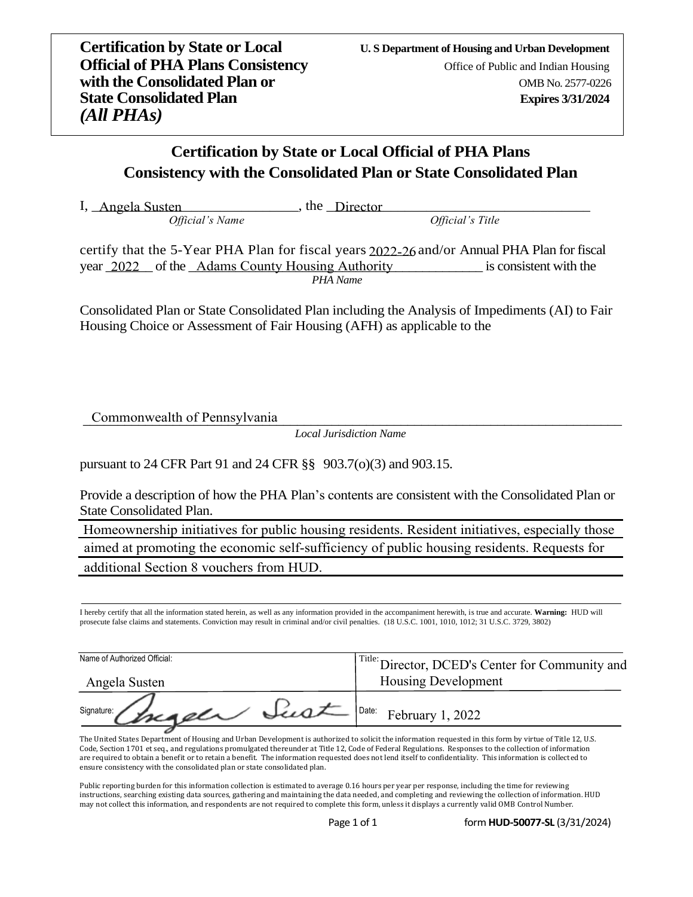**Certification by State or Local Official of PHA Plans Consistency with the Consolidated Plan or State Consolidated Plan**
***(All PHAs)***

**U. S Department of Housing and Urban Development**
Office of Public and Indian Housing
OMB No. 2577-0226
**Expires 3/31/2024**

## Certification by State or Local Official of PHA Plans Consistency with the Consolidated Plan or State Consolidated Plan

I, Angela Susten (*Official's Name*), the Director (*Official's Title*)

certify that the 5-Year PHA Plan for fiscal years 2022-26 and/or Annual PHA Plan for fiscal year 2022 of the Adams County Housing Authority (*PHA Name*) is consistent with the

Consolidated Plan or State Consolidated Plan including the Analysis of Impediments (AI) to Fair Housing Choice or Assessment of Fair Housing (AFH) as applicable to the

Commonwealth of Pennsylvania
*Local Jurisdiction Name*

pursuant to 24 CFR Part 91 and 24 CFR §§ 903.7(o)(3) and 903.15.

Provide a description of how the PHA Plan's contents are consistent with the Consolidated Plan or State Consolidated Plan.

Homeownership initiatives for public housing residents. Resident initiatives, especially those aimed at promoting the economic self-sufficiency of public housing residents. Requests for additional Section 8 vouchers from HUD.

I hereby certify that all the information stated herein, as well as any information provided in the accompaniment herewith, is true and accurate. **Warning:** HUD will prosecute false claims and statements. Conviction may result in criminal and/or civil penalties. (18 U.S.C. 1001, 1010, 1012; 31 U.S.C. 3729, 3802)

| Name of Authorized Official: Angela Susten | Title: Director, DCED's Center for Community and Housing Development |
|---|---|
| Signature: Angela Sust | Date: February 1, 2022 |

The United States Department of Housing and Urban Development is authorized to solicit the information requested in this form by virtue of Title 12, U.S. Code, Section 1701 et seq., and regulations promulgated thereunder at Title 12, Code of Federal Regulations. Responses to the collection of information are required to obtain a benefit or to retain a benefit. The information requested does not lend itself to confidentiality. This information is collected to ensure consistency with the consolidated plan or state consolidated plan.

Public reporting burden for this information collection is estimated to average 0.16 hours per year per response, including the time for reviewing instructions, searching existing data sources, gathering and maintaining the data needed, and completing and reviewing the collection of information. HUD may not collect this information, and respondents are not required to complete this form, unless it displays a currently valid OMB Control Number.

form **HUD-50077-SL** (3/31/2024)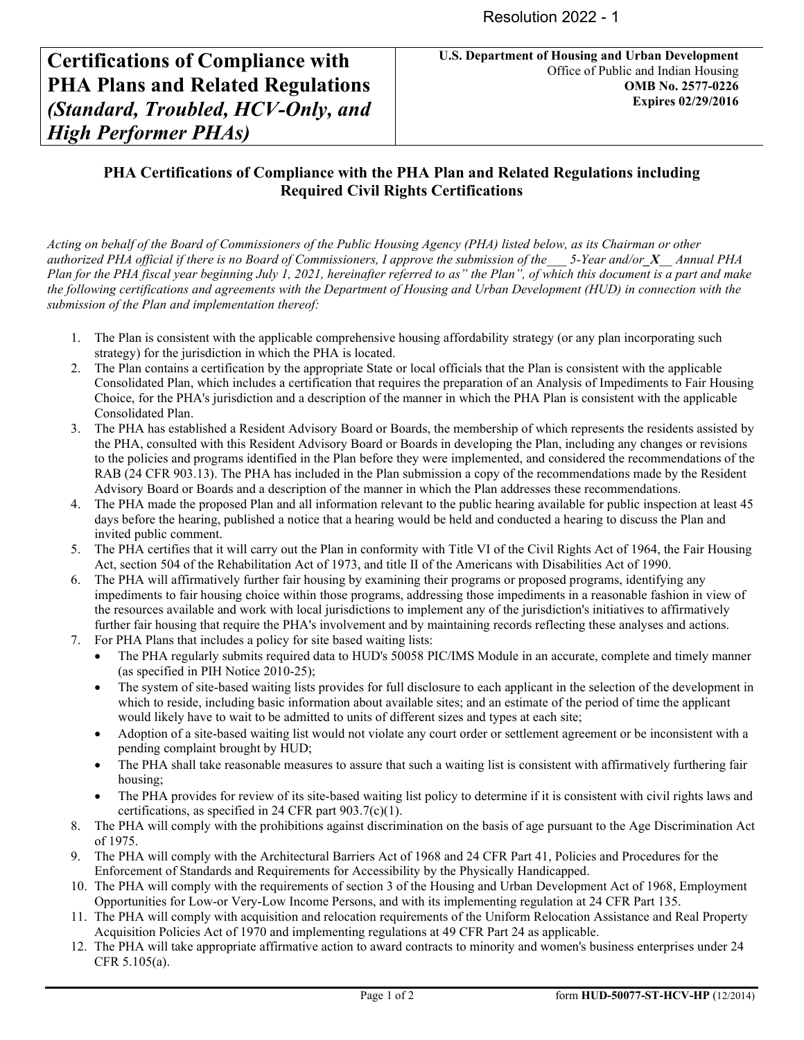Resolution 2022 - 1

| **Certifications of Compliance with PHA Plans and Related Regulations** *(Standard, Troubled, HCV-Only, and High Performer PHAs)* | **U.S. Department of Housing and Urban Development** Office of Public and Indian Housing **OMB No. 2577-0226** **Expires 02/29/2016** |
|---|---|

## PHA Certifications of Compliance with the PHA Plan and Related Regulations including Required Civil Rights Certifications

*Acting on behalf of the Board of Commissioners of the Public Housing Agency (PHA) listed below, as its Chairman or other authorized PHA official if there is no Board of Commissioners, I approve the submission of the___ 5-Year and/or_**X**__ Annual PHA Plan for the PHA fiscal year beginning July 1, 2021, hereinafter referred to as" the Plan", of which this document is a part and make the following certifications and agreements with the Department of Housing and Urban Development (HUD) in connection with the submission of the Plan and implementation thereof:*

1. The Plan is consistent with the applicable comprehensive housing affordability strategy (or any plan incorporating such strategy) for the jurisdiction in which the PHA is located.
2. The Plan contains a certification by the appropriate State or local officials that the Plan is consistent with the applicable Consolidated Plan, which includes a certification that requires the preparation of an Analysis of Impediments to Fair Housing Choice, for the PHA's jurisdiction and a description of the manner in which the PHA Plan is consistent with the applicable Consolidated Plan.
3. The PHA has established a Resident Advisory Board or Boards, the membership of which represents the residents assisted by the PHA, consulted with this Resident Advisory Board or Boards in developing the Plan, including any changes or revisions to the policies and programs identified in the Plan before they were implemented, and considered the recommendations of the RAB (24 CFR 903.13). The PHA has included in the Plan submission a copy of the recommendations made by the Resident Advisory Board or Boards and a description of the manner in which the Plan addresses these recommendations.
4. The PHA made the proposed Plan and all information relevant to the public hearing available for public inspection at least 45 days before the hearing, published a notice that a hearing would be held and conducted a hearing to discuss the Plan and invited public comment.
5. The PHA certifies that it will carry out the Plan in conformity with Title VI of the Civil Rights Act of 1964, the Fair Housing Act, section 504 of the Rehabilitation Act of 1973, and title II of the Americans with Disabilities Act of 1990.
6. The PHA will affirmatively further fair housing by examining their programs or proposed programs, identifying any impediments to fair housing choice within those programs, addressing those impediments in a reasonable fashion in view of the resources available and work with local jurisdictions to implement any of the jurisdiction's initiatives to affirmatively further fair housing that require the PHA's involvement and by maintaining records reflecting these analyses and actions.
7. For PHA Plans that includes a policy for site based waiting lists:
   - The PHA regularly submits required data to HUD's 50058 PIC/IMS Module in an accurate, complete and timely manner (as specified in PIH Notice 2010-25);
   - The system of site-based waiting lists provides for full disclosure to each applicant in the selection of the development in which to reside, including basic information about available sites; and an estimate of the period of time the applicant would likely have to wait to be admitted to units of different sizes and types at each site;
   - Adoption of a site-based waiting list would not violate any court order or settlement agreement or be inconsistent with a pending complaint brought by HUD;
   - The PHA shall take reasonable measures to assure that such a waiting list is consistent with affirmatively furthering fair housing;
   - The PHA provides for review of its site-based waiting list policy to determine if it is consistent with civil rights laws and certifications, as specified in 24 CFR part 903.7(c)(1).
8. The PHA will comply with the prohibitions against discrimination on the basis of age pursuant to the Age Discrimination Act of 1975.
9. The PHA will comply with the Architectural Barriers Act of 1968 and 24 CFR Part 41, Policies and Procedures for the Enforcement of Standards and Requirements for Accessibility by the Physically Handicapped.
10. The PHA will comply with the requirements of section 3 of the Housing and Urban Development Act of 1968, Employment Opportunities for Low-or Very-Low Income Persons, and with its implementing regulation at 24 CFR Part 135.
11. The PHA will comply with acquisition and relocation requirements of the Uniform Relocation Assistance and Real Property Acquisition Policies Act of 1970 and implementing regulations at 49 CFR Part 24 as applicable.
12. The PHA will take appropriate affirmative action to award contracts to minority and women's business enterprises under 24 CFR 5.105(a).

form **HUD-50077-ST-HCV-HP** (12/2014)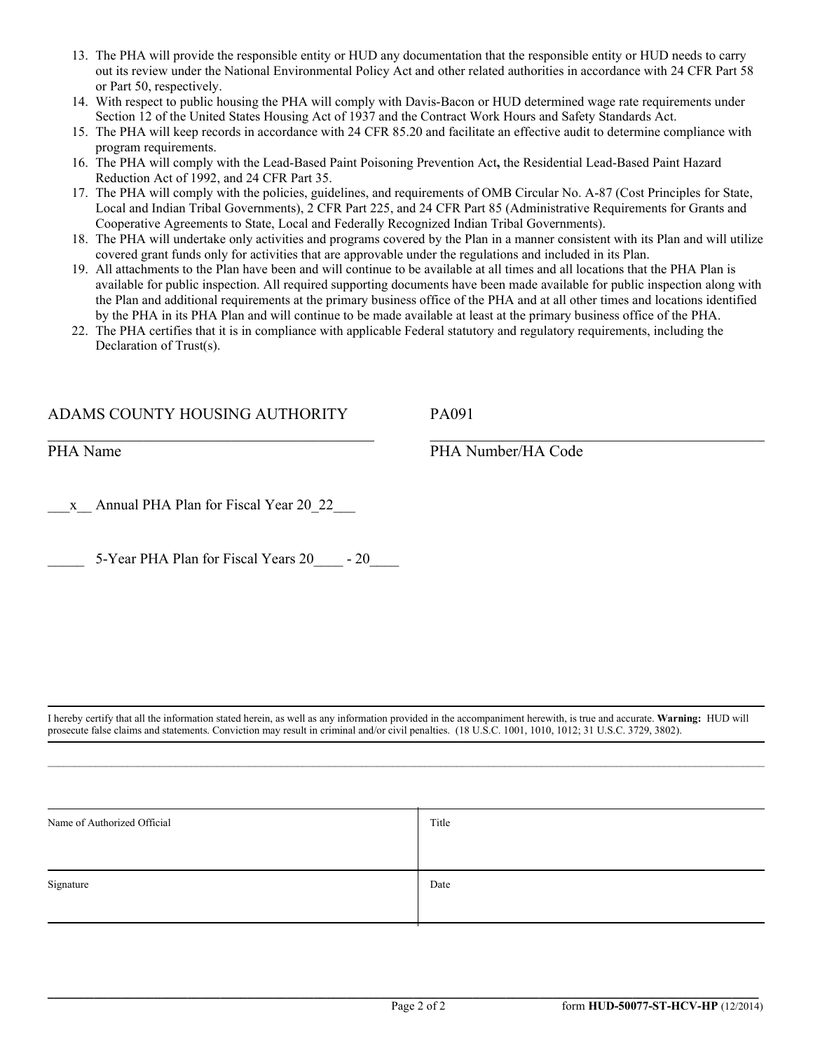13. The PHA will provide the responsible entity or HUD any documentation that the responsible entity or HUD needs to carry out its review under the National Environmental Policy Act and other related authorities in accordance with 24 CFR Part 58 or Part 50, respectively.
14. With respect to public housing the PHA will comply with Davis-Bacon or HUD determined wage rate requirements under Section 12 of the United States Housing Act of 1937 and the Contract Work Hours and Safety Standards Act.
15. The PHA will keep records in accordance with 24 CFR 85.20 and facilitate an effective audit to determine compliance with program requirements.
16. The PHA will comply with the Lead-Based Paint Poisoning Prevention Act**,** the Residential Lead-Based Paint Hazard Reduction Act of 1992, and 24 CFR Part 35.
17. The PHA will comply with the policies, guidelines, and requirements of OMB Circular No. A-87 (Cost Principles for State, Local and Indian Tribal Governments), 2 CFR Part 225, and 24 CFR Part 85 (Administrative Requirements for Grants and Cooperative Agreements to State, Local and Federally Recognized Indian Tribal Governments).
18. The PHA will undertake only activities and programs covered by the Plan in a manner consistent with its Plan and will utilize covered grant funds only for activities that are approvable under the regulations and included in its Plan.
19. All attachments to the Plan have been and will continue to be available at all times and all locations that the PHA Plan is available for public inspection. All required supporting documents have been made available for public inspection along with the Plan and additional requirements at the primary business office of the PHA and at all other times and locations identified by the PHA in its PHA Plan and will continue to be made available at least at the primary business office of the PHA.
22. The PHA certifies that it is in compliance with applicable Federal statutory and regulatory requirements, including the Declaration of Trust(s).

ADAMS COUNTY HOUSING AUTHORITY
PHA Name

PA091
PHA Number/HA Code

\_\_\_x\_\_ Annual PHA Plan for Fiscal Year 20\_22\_\_\_

\_\_\_\_\_ 5-Year PHA Plan for Fiscal Years 20\_\_\_\_ - 20\_\_\_\_

I hereby certify that all the information stated herein, as well as any information provided in the accompaniment herewith, is true and accurate. **Warning:** HUD will prosecute false claims and statements. Conviction may result in criminal and/or civil penalties. (18 U.S.C. 1001, 1010, 1012; 31 U.S.C. 3729, 3802).

| Name of Authorized Official | Title |
|---|---|
| Signature | Date |

form **HUD-50077-ST-HCV-HP** (12/2014)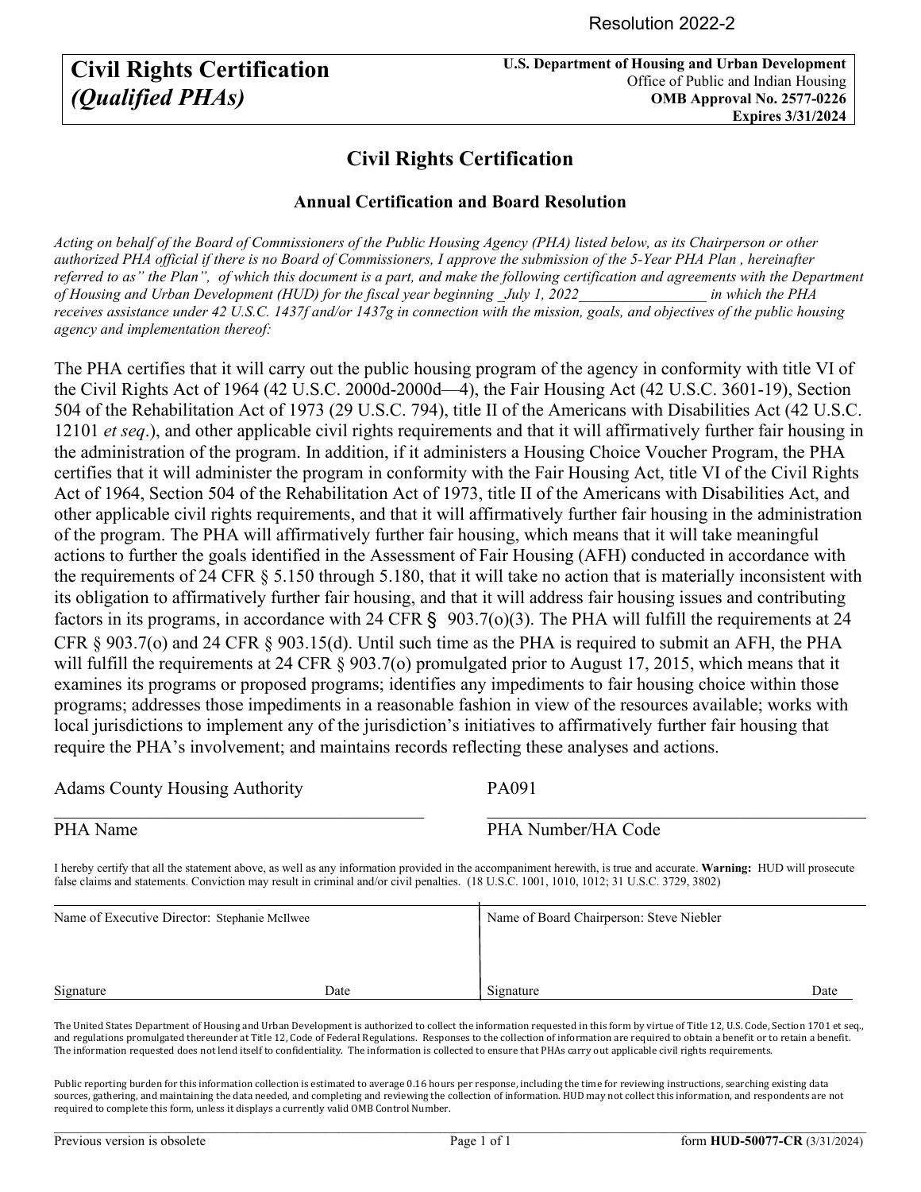Resolution 2022-2

| **Civil Rights Certification** *(Qualified PHAs)* | **U.S. Department of Housing and Urban Development** Office of Public and Indian Housing **OMB Approval No. 2577-0226** **Expires 3/31/2024** |
|---|---|

# Civil Rights Certification

## Annual Certification and Board Resolution

*Acting on behalf of the Board of Commissioners of the Public Housing Agency (PHA) listed below, as its Chairperson or other authorized PHA official if there is no Board of Commissioners, I approve the submission of the 5-Year PHA Plan , hereinafter referred to as" the Plan", of which this document is a part, and make the following certification and agreements with the Department of Housing and Urban Development (HUD) for the fiscal year beginning _July 1, 2022_________________ in which the PHA receives assistance under 42 U.S.C. 1437f and/or 1437g in connection with the mission, goals, and objectives of the public housing agency and implementation thereof:*

The PHA certifies that it will carry out the public housing program of the agency in conformity with title VI of the Civil Rights Act of 1964 (42 U.S.C. 2000d-2000d—4), the Fair Housing Act (42 U.S.C. 3601-19), Section 504 of the Rehabilitation Act of 1973 (29 U.S.C. 794), title II of the Americans with Disabilities Act (42 U.S.C. 12101 *et seq*.), and other applicable civil rights requirements and that it will affirmatively further fair housing in the administration of the program. In addition, if it administers a Housing Choice Voucher Program, the PHA certifies that it will administer the program in conformity with the Fair Housing Act, title VI of the Civil Rights Act of 1964, Section 504 of the Rehabilitation Act of 1973, title II of the Americans with Disabilities Act, and other applicable civil rights requirements, and that it will affirmatively further fair housing in the administration of the program. The PHA will affirmatively further fair housing, which means that it will take meaningful actions to further the goals identified in the Assessment of Fair Housing (AFH) conducted in accordance with the requirements of 24 CFR § 5.150 through 5.180, that it will take no action that is materially inconsistent with its obligation to affirmatively further fair housing, and that it will address fair housing issues and contributing factors in its programs, in accordance with 24 CFR § 903.7(o)(3). The PHA will fulfill the requirements at 24 CFR § 903.7(o) and 24 CFR § 903.15(d). Until such time as the PHA is required to submit an AFH, the PHA will fulfill the requirements at 24 CFR § 903.7(o) promulgated prior to August 17, 2015, which means that it examines its programs or proposed programs; identifies any impediments to fair housing choice within those programs; addresses those impediments in a reasonable fashion in view of the resources available; works with local jurisdictions to implement any of the jurisdiction's initiatives to affirmatively further fair housing that require the PHA's involvement; and maintains records reflecting these analyses and actions.

| | |
|---|---|
| Adams County Housing Authority | PA091 |
| PHA Name | PHA Number/HA Code |

I hereby certify that all the statement above, as well as any information provided in the accompaniment herewith, is true and accurate. **Warning:** HUD will prosecute false claims and statements. Conviction may result in criminal and/or civil penalties. (18 U.S.C. 1001, 1010, 1012; 31 U.S.C. 3729, 3802)

| | |
|---|---|
| Name of Executive Director: Stephanie McIlwee | Name of Board Chairperson: Steve Niebler |
| Signature Date | Signature Date |

The United States Department of Housing and Urban Development is authorized to collect the information requested in this form by virtue of Title 12, U.S. Code, Section 1701 et seq., and regulations promulgated thereunder at Title 12, Code of Federal Regulations. Responses to the collection of information are required to obtain a benefit or to retain a benefit. The information requested does not lend itself to confidentiality. The information is collected to ensure that PHAs carry out applicable civil rights requirements.

Public reporting burden for this information collection is estimated to average 0.16 hours per response, including the time for reviewing instructions, searching existing data sources, gathering, and maintaining the data needed, and completing and reviewing the collection of information. HUD may not collect this information, and respondents are not required to complete this form, unless it displays a currently valid OMB Control Number.

Previous version is obsolete form **HUD-50077-CR** (3/31/2024)